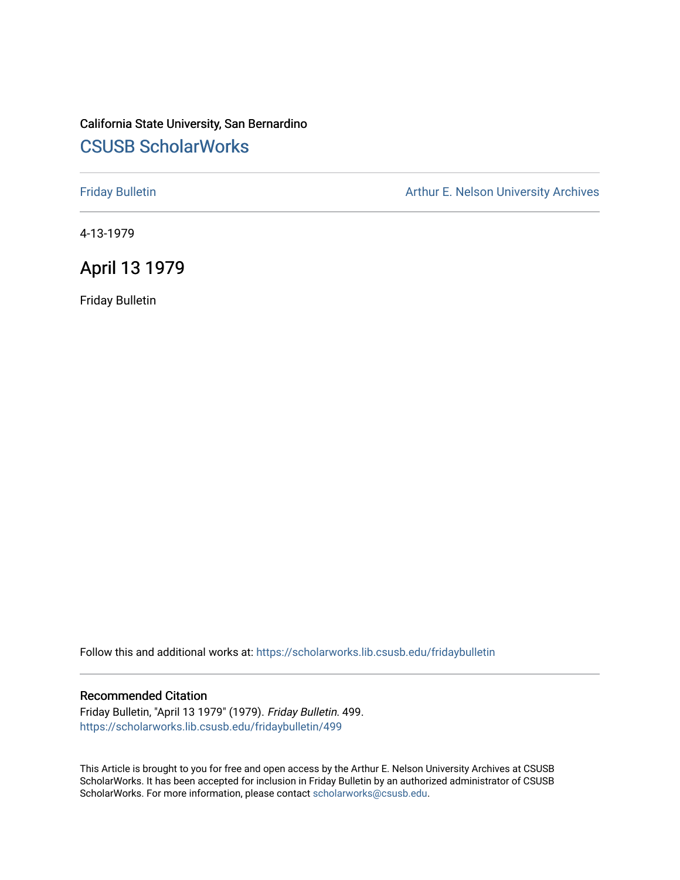California State University, San Bernardino

# CSUSB ScholarWorks

Friday Bulletin

Arthur E. Nelson University Archives

4-13-1979

## April 13 1979

Friday Bulletin

Follow this and additional works at: https://scholarworks.lib.csusb.edu/fridaybulletin

### Recommended Citation

Friday Bulletin, "April 13 1979" (1979). *Friday Bulletin*. 499.
https://scholarworks.lib.csusb.edu/fridaybulletin/499

This Article is brought to you for free and open access by the Arthur E. Nelson University Archives at CSUSB ScholarWorks. It has been accepted for inclusion in Friday Bulletin by an authorized administrator of CSUSB ScholarWorks. For more information, please contact scholarworks@csusb.edu.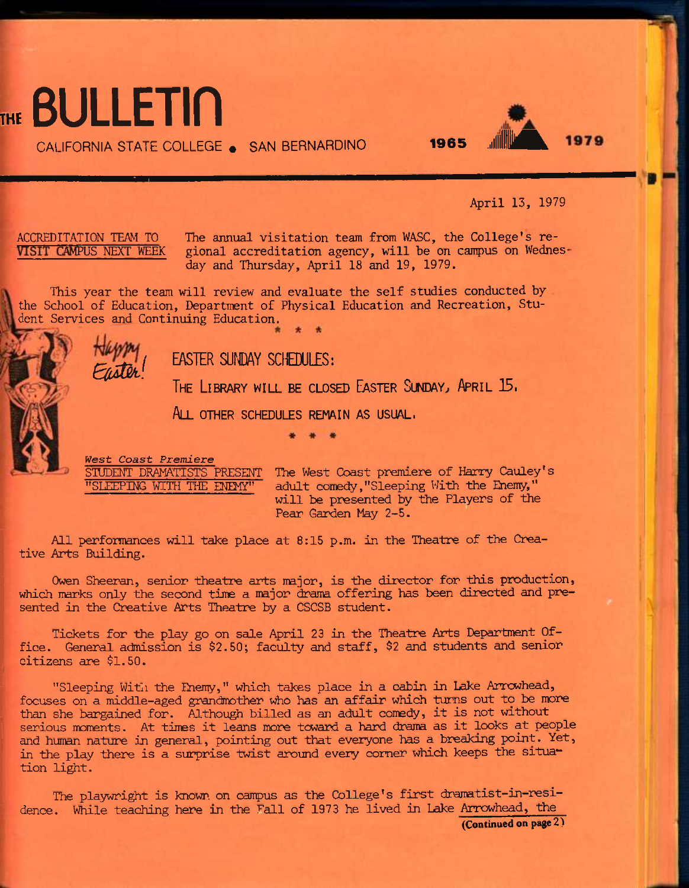# THE BULLETIN

CALIFORNIA STATE COLLEGE • SAN BERNARDINO

1965 1979

April 13, 1979

ACCREDITATION TEAM TO VISIT CAMPUS NEXT WEEK

The annual visitation team from WASC, the College's regional accreditation agency, will be on campus on Wednesday and Thursday, April 18 and 19, 1979.

This year the team will review and evaluate the self studies conducted by the School of Education, Department of Physical Education and Recreation, Student Services and Continuing Education.

\* \* \*

Happy Easter!

EASTER SUNDAY SCHEDULES:

THE LIBRARY WILL BE CLOSED EASTER SUNDAY, APRIL 15.

ALL OTHER SCHEDULES REMAIN AS USUAL.

\* \* \*

*West Coast Premiere*

STUDENT DRAMATISTS PRESENT "SLEEPING WITH THE ENEMY"

The West Coast premiere of Harry Cauley's adult comedy, "Sleeping With the Enemy," will be presented by the Players of the Pear Garden May 2-5.

All performances will take place at 8:15 p.m. in the Theatre of the Creative Arts Building.

Owen Sheeran, senior theatre arts major, is the director for this production, which marks only the second time a major drama offering has been directed and presented in the Creative Arts Theatre by a CSCSB student.

Tickets for the play go on sale April 23 in the Theatre Arts Department Office. General admission is $2.50; faculty and staff, $2 and students and senior citizens are $1.50.

"Sleeping With the Enemy," which takes place in a cabin in Lake Arrowhead, focuses on a middle-aged grandmother who has an affair which turns out to be more than she bargained for. Although billed as an adult comedy, it is not without serious moments. At times it leans more toward a hard drama as it looks at people and human nature in general, pointing out that everyone has a breaking point. Yet, in the play there is a surprise twist around every corner which keeps the situation light.

The playwright is known on campus as the College's first dramatist-in-residence. While teaching here in the Fall of 1973 he lived in Lake Arrowhead, the

(Continued on page 2)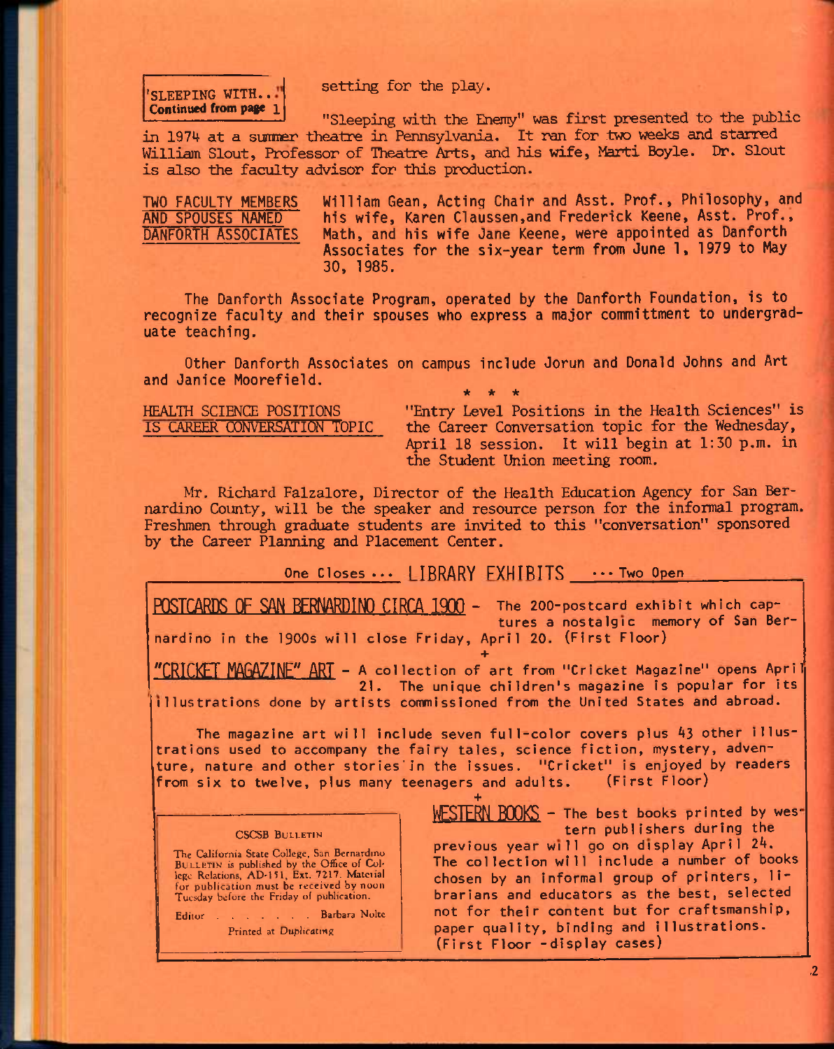**'SLEEPING WITH...' Continued from page 1**

setting for the play.

"Sleeping with the Enemy" was first presented to the public in 1974 at a summer theatre in Pennsylvania. It ran for two weeks and starred William Slout, Professor of Theatre Arts, and his wife, Marti Boyle. Dr. Slout is also the faculty advisor for this production.

**TWO FACULTY MEMBERS AND SPOUSES NAMED DANFORTH ASSOCIATES**

William Gean, Acting Chair and Asst. Prof., Philosophy, and his wife, Karen Claussen,and Frederick Keene, Asst. Prof., Math, and his wife Jane Keene, were appointed as Danforth Associates for the six-year term from June 1, 1979 to May 30, 1985.

The Danforth Associate Program, operated by the Danforth Foundation, is to recognize faculty and their spouses who express a major committment to undergraduate teaching.

Other Danforth Associates on campus include Jorun and Donald Johns and Art and Janice Moorefield.

\* \* \*

**HEALTH SCIENCE POSITIONS IS CAREER CONVERSATION TOPIC**

"Entry Level Positions in the Health Sciences" is the Career Conversation topic for the Wednesday, April 18 session. It will begin at 1:30 p.m. in the Student Union meeting room.

Mr. Richard Falzalore, Director of the Health Education Agency for San Bernardino County, will be the speaker and resource person for the informal program. Freshmen through graduate students are invited to this "conversation" sponsored by the Career Planning and Placement Center.

## One Closes ... LIBRARY EXHIBITS ... Two Open

**POSTCARDS OF SAN BERNARDINO CIRCA 1900** - The 200-postcard exhibit which captures a nostalgic memory of San Bernardino in the 1900s will close Friday, April 20. (First Floor)

+

**"CRICKET MAGAZINE" ART** - A collection of art from "Cricket Magazine" opens April 21. The unique children's magazine is popular for its illustrations done by artists commissioned from the United States and abroad.

The magazine art will include seven full-color covers plus 43 other illustrations used to accompany the fairy tales, science fiction, mystery, adventure, nature and other stories in the issues. "Cricket" is enjoyed by readers from six to twelve, plus many teenagers and adults. (First Floor)

+

**WESTERN BOOKS** - The best books printed by western publishers during the previous year will go on display April 24. The collection will include a number of books chosen by an informal group of printers, librarians and educators as the best, selected not for their content but for craftsmanship, paper quality, binding and illustrations. (First Floor -display cases)

**CSCSB BULLETIN**

The California State College, San Bernardino BULLETIN is published by the Office of College Relations, AD-151, Ext. 7217. Material for publication must be received by noon Tuesday before the Friday of publication.

Editor . . . . . . . . Barbara Nolte

Printed at Duplicating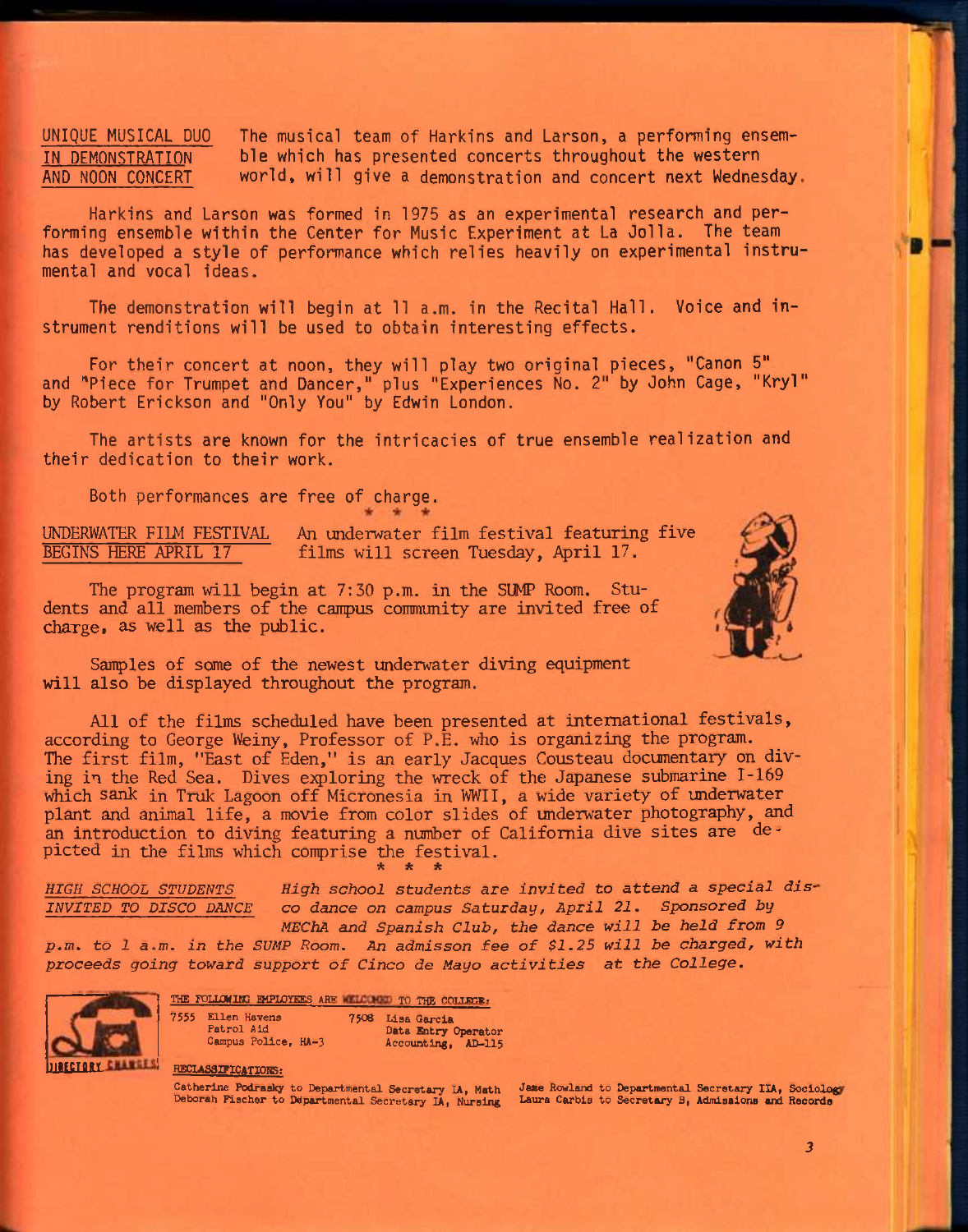**UNIQUE MUSICAL DUO IN DEMONSTRATION AND NOON CONCERT**

The musical team of Harkins and Larson, a performing ensemble which has presented concerts throughout the western world, will give a demonstration and concert next Wednesday.

Harkins and Larson was formed in 1975 as an experimental research and performing ensemble within the Center for Music Experiment at La Jolla. The team has developed a style of performance which relies heavily on experimental instrumental and vocal ideas.

The demonstration will begin at 11 a.m. in the Recital Hall. Voice and instrument renditions will be used to obtain interesting effects.

For their concert at noon, they will play two original pieces, "Canon 5" and "Piece for Trumpet and Dancer," plus "Experiences No. 2" by John Cage, "Kryl" by Robert Erickson and "Only You" by Edwin London.

The artists are known for the intricacies of true ensemble realization and their dedication to their work.

Both performances are free of charge.

\* \* \*

**UNDERWATER FILM FESTIVAL BEGINS HERE APRIL 17**

An underwater film festival featuring five films will screen Tuesday, April 17.

The program will begin at 7:30 p.m. in the SUMP Room. Students and all members of the campus community are invited free of charge, as well as the public.

Samples of some of the newest underwater diving equipment will also be displayed throughout the program.

All of the films scheduled have been presented at international festivals, according to George Weiny, Professor of P.E. who is organizing the program. The first film, "East of Eden," is an early Jacques Cousteau documentary on diving in the Red Sea. Dives exploring the wreck of the Japanese submarine I-169 which sank in Truk Lagoon off Micronesia in WWII, a wide variety of underwater plant and animal life, a movie from color slides of underwater photography, and an introduction to diving featuring a number of California dive sites are depicted in the films which comprise the festival.

\* \* \*

***HIGH SCHOOL STUDENTS INVITED TO DISCO DANCE***

*High school students are invited to attend a special disco dance on campus Saturday, April 21. Sponsored by MEChA and Spanish Club, the dance will be held from 9 p.m. to 1 a.m. in the SUMP Room. An admisson fee of $1.25 will be charged, with proceeds going toward support of Cinco de Mayo activities at the College.*

**DIRECTORY CHANGES**

THE FOLLOWING EMPLOYEES ARE WELCOMED TO THE COLLEGE:

7555 Ellen Havens
Patrol Aid
Campus Police, HA-3

7508 Lisa Garcia
Data Entry Operator
Accounting, AD-115

RECLASSIFICATIONS:

Catherine Podrasky to Departmental Secretary IA, Math
Deborah Fischer to Departmental Secretary IA, Nursing
Jane Rowland to Departmental Secretary IIA, Sociology
Laura Carbis to Secretary B, Admissions and Records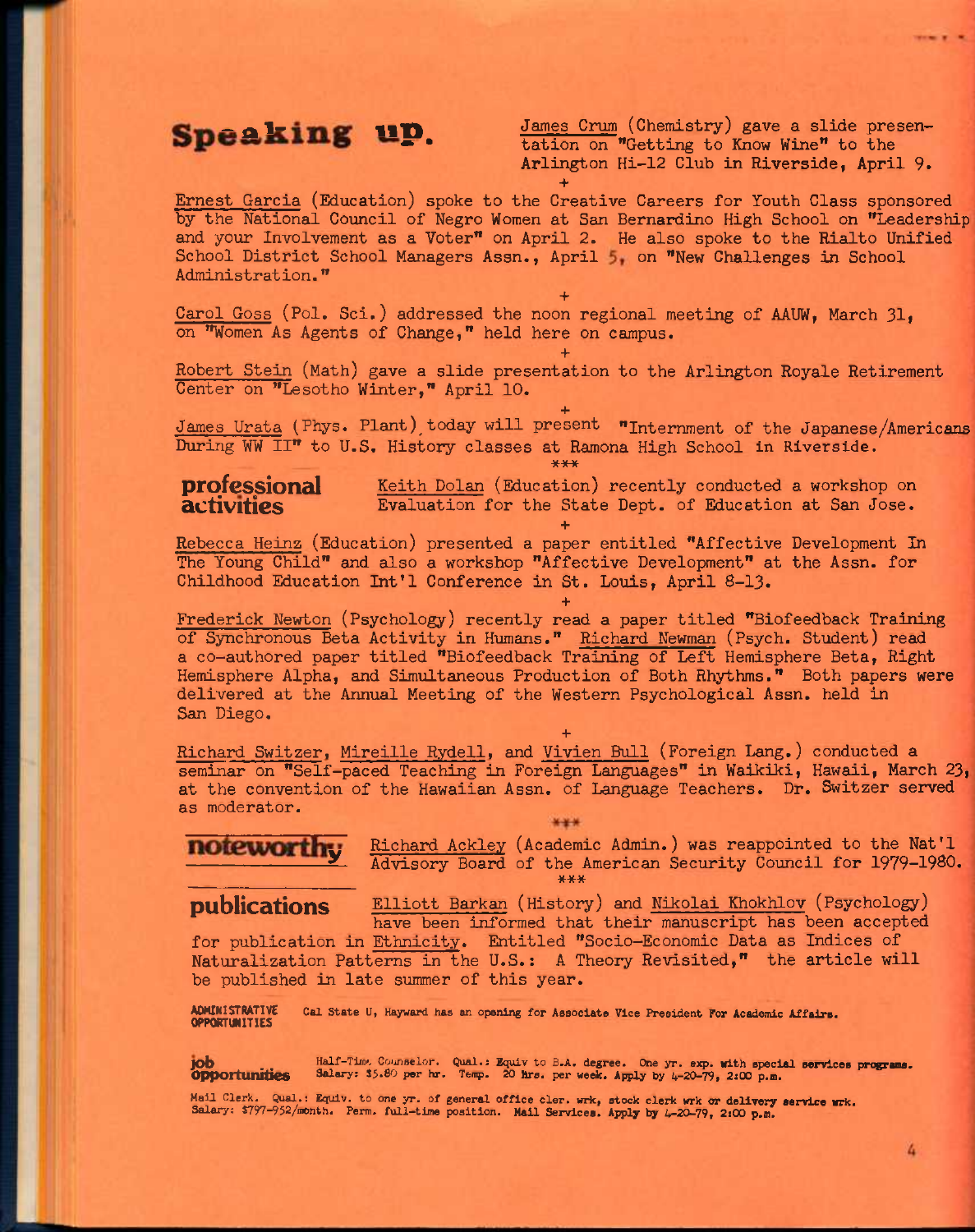## Speaking up.

James Crum (Chemistry) gave a slide presentation on "Getting to Know Wine" to the Arlington Hi-12 Club in Riverside, April 9.

+

Ernest Garcia (Education) spoke to the Creative Careers for Youth Class sponsored by the National Council of Negro Women at San Bernardino High School on "Leadership and your Involvement as a Voter" on April 2. He also spoke to the Rialto Unified School District School Managers Assn., April 5, on "New Challenges in School Administration."

+

Carol Goss (Pol. Sci.) addressed the noon regional meeting of AAUW, March 31, on "Women As Agents of Change," held here on campus.

+

Robert Stein (Math) gave a slide presentation to the Arlington Royale Retirement Center on "Lesotho Winter," April 10.

+

James Urata (Phys. Plant) today will present "Internment of the Japanese/Americans During WW II" to U.S. History classes at Ramona High School in Riverside.

\*\*\*

## professional activities

Keith Dolan (Education) recently conducted a workshop on Evaluation for the State Dept. of Education at San Jose.

+

Rebecca Heinz (Education) presented a paper entitled "Affective Development In The Young Child" and also a workshop "Affective Development" at the Assn. for Childhood Education Int'l Conference in St. Louis, April 8-13.

+

Frederick Newton (Psychology) recently read a paper titled "Biofeedback Training of Synchronous Beta Activity in Humans." Richard Newman (Psych. Student) read a co-authored paper titled "Biofeedback Training of Left Hemisphere Beta, Right Hemisphere Alpha, and Simultaneous Production of Both Rhythms." Both papers were delivered at the Annual Meeting of the Western Psychological Assn. held in San Diego.

+

Richard Switzer, Mireille Rydell, and Vivien Bull (Foreign Lang.) conducted a seminar on "Self-paced Teaching in Foreign Languages" in Waikiki, Hawaii, March 23, at the convention of the Hawaiian Assn. of Language Teachers. Dr. Switzer served as moderator.

\*\*\*

## noteworthy

Richard Ackley (Academic Admin.) was reappointed to the Nat'l Advisory Board of the American Security Council for 1979-1980.

\*\*\*

## publications

Elliott Barkan (History) and Nikolai Khokhlov (Psychology) have been informed that their manuscript has been accepted for publication in Ethnicity. Entitled "Socio-Economic Data as Indices of Naturalization Patterns in the U.S.: A Theory Revisited," the article will be published in late summer of this year.

**ADMINISTRATIVE OPPORTUNITIES** Cal State U, Hayward has an opening for Associate Vice President For Academic Affairs.

**job opportunities**

Half-Time Counselor. Qual.: Equiv to B.A. degree. One yr. exp. with special services programs. Salary: $5.80 per hr. Temp. 20 hrs. per week. Apply by 4-20-79, 2:00 p.m.

Mail Clerk. Qual.: Equiv. to one yr. of general office cler. wrk, stock clerk wrk or delivery service wrk. Salary: $797-952/month. Perm. full-time position. Mail Services. Apply by 4-20-79, 2:00 p.m.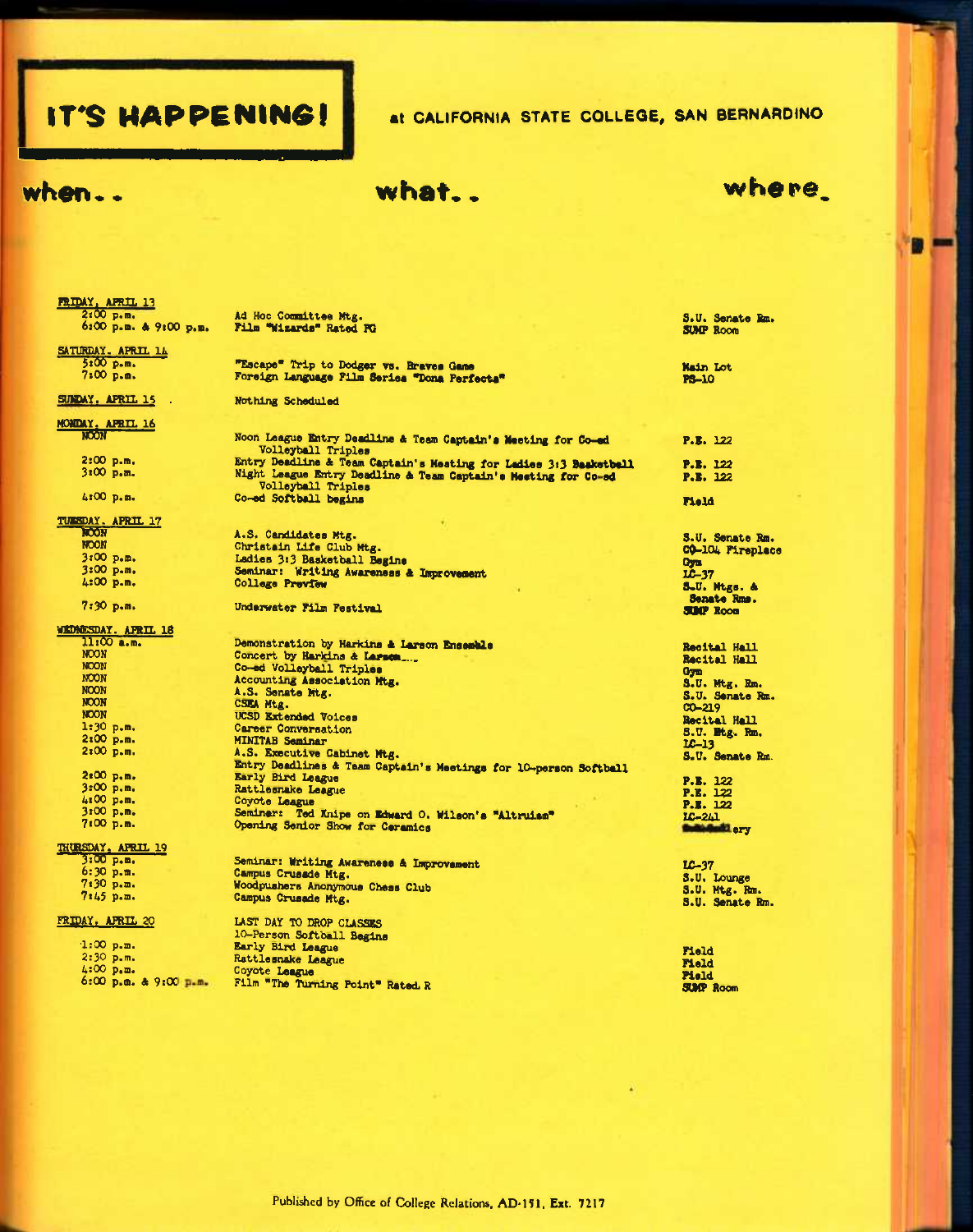# IT'S HAPPENING! at CALIFORNIA STATE COLLEGE, SAN BERNARDINO

| when.. | what.. | where. |
|---|---|---|
| **FRIDAY, APRIL 13** | | |
| 2:00 p.m. | Ad Hoc Committee Mtg. | S.U. Senate Rm. |
| 6:00 p.m. & 9:00 p.m. | Film "Wizards" Rated PG | SUMP Room |
| **SATURDAY, APRIL 14** | | |
| 5:00 p.m. | "Escape" Trip to Dodger vs. Braves Game | Main Lot |
| 7:00 p.m. | Foreign Language Film Series "Dona Perfecta" | PS-10 |
| **SUNDAY, APRIL 15** | Nothing Scheduled | |
| **MONDAY, APRIL 16** | | |
| NOON | Noon League Entry Deadline & Team Captain's Meeting for Co-ed Volleyball Triples | P.E. 122 |
| 2:00 p.m. | Entry Deadline & Team Captain's Meeting for Ladies 3:3 Basketball | P.E. 122 |
| 3:00 p.m. | Night League Entry Deadline & Team Captain's Meeting for Co-ed Volleyball Triples | P.E. 122 |
| 4:00 p.m. | Co-ed Softball begins | Field |
| **TUESDAY, APRIL 17** | | |
| NOON | A.S. Candidates Mtg. | S.U. Senate Rm. |
| NOON | Christain Life Club Mtg. | CO-104 Fireplace |
| 3:00 p.m. | Ladies 3:3 Basketball Begins | Gym |
| 3:00 p.m. | Seminar: Writing Awareness & Improvement | LC-37 |
| 4:00 p.m. | College Preview | S.U. Mtgs. & Senate Rms. |
| 7:30 p.m. | Underwater Film Festival | SUMP Room |
| **WEDNESDAY, APRIL 18** | | |
| 11:00 a.m. | Demonstration by Harkins & Larson Ensemble | Recital Hall |
| NOON | Concert by Harkins & Larson | Recital Hall |
| NOON | Co-ed Volleyball Triples | Gym |
| NOON | Accounting Association Mtg. | S.U. Mtg. Rm. |
| NOON | A.S. Senate Mtg. | S.U. Senate Rm. |
| NOON | CSEA Mtg. | CO-219 |
| NOON | UCSD Extended Voices | Recital Hall |
| 1:30 p.m. | Career Conversation | S.U. Mtg. Rm. |
| 2:00 p.m. | MINITAB Seminar | LC-13 |
| 2:00 p.m. | A.S. Executive Cabinet Mtg. | S.U. Senate Rm. |
| | Entry Deadlines & Team Captain's Meetings for 10-person Softball | |
| 2:00 p.m. | Early Bird League | P.E. 122 |
| 3:00 p.m. | Rattlesnake League | P.E. 122 |
| 4:00 p.m. | Coyote League | P.E. 122 |
| 3:00 p.m. | Seminar: Ted Knipe on Edward O. Wilson's "Altruism" | LC-241 |
| 7:00 p.m. | Opening Senior Show for Ceramics | Gallery |
| **THURSDAY, APRIL 19** | | |
| 3:00 p.m. | Seminar: Writing Awareness & Improvement | LC-37 |
| 6:30 p.m. | Campus Crusade Mtg. | S.U. Lounge |
| 7:30 p.m. | Woodpushers Anonymous Chess Club | S.U. Mtg. Rm. |
| 7:45 p.m. | Campus Crusade Mtg. | S.U. Senate Rm. |
| **FRIDAY, APRIL 20** | LAST DAY TO DROP CLASSES | |
| | 10-Person Softball Begins | |
| 1:00 p.m. | Early Bird League | Field |
| 2:30 p.m. | Rattlesnake League | Field |
| 4:00 p.m. | Coyote League | Field |
| 6:00 p.m. & 9:00 p.m. | Film "The Turning Point" Rated R | SUMP Room |

Published by Office of College Relations, AD-151, Ext. 7217